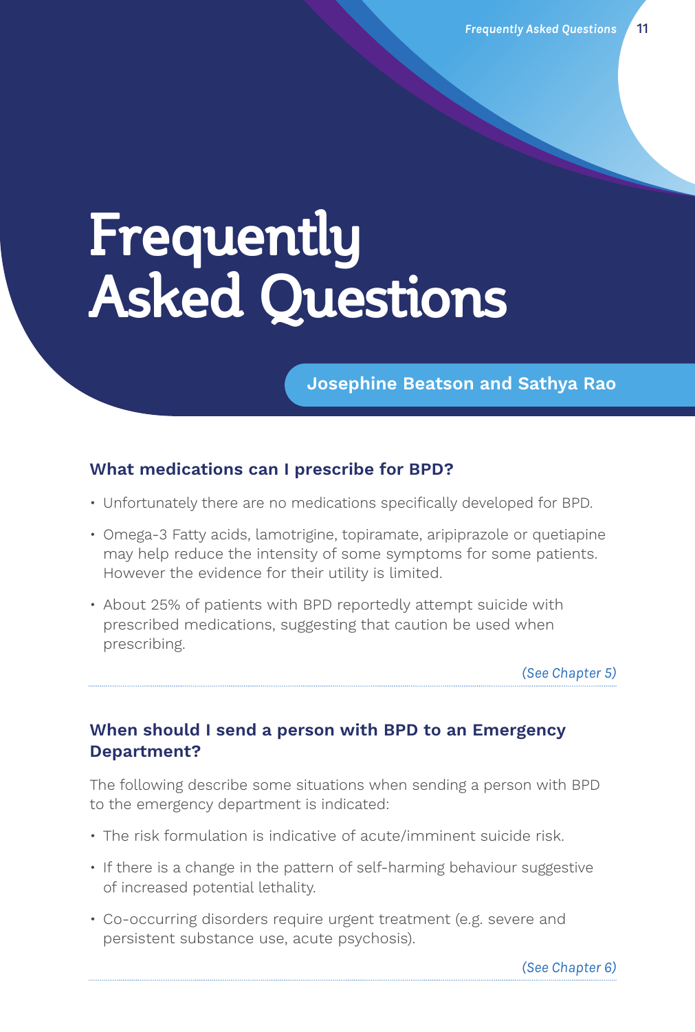# Frequently Asked Questions

**Josephine Beatson and Sathya Rao**

### What medications can I prescribe for BPD?

- Unfortunately there are no medications specifically developed for BPD.
- Omega-3 Fatty acids, lamotrigine, topiramate, aripiprazole or quetiapine may help reduce the intensity of some symptoms for some patients. However the evidence for their utility is limited.
- About 25% of patients with BPD reportedly attempt suicide with prescribed medications, suggesting that caution be used when prescribing.

*(See Chapter 5)*

---

### When should I send a person with BPD to an Emergency Department?

The following describe some situations when sending a person with BPD to the emergency department is indicated:

- The risk formulation is indicative of acute/imminent suicide risk.
- If there is a change in the pattern of self-harming behaviour suggestive of increased potential lethality.
- Co-occurring disorders require urgent treatment (e.g. severe and persistent substance use, acute psychosis).

*(See Chapter 6)*

---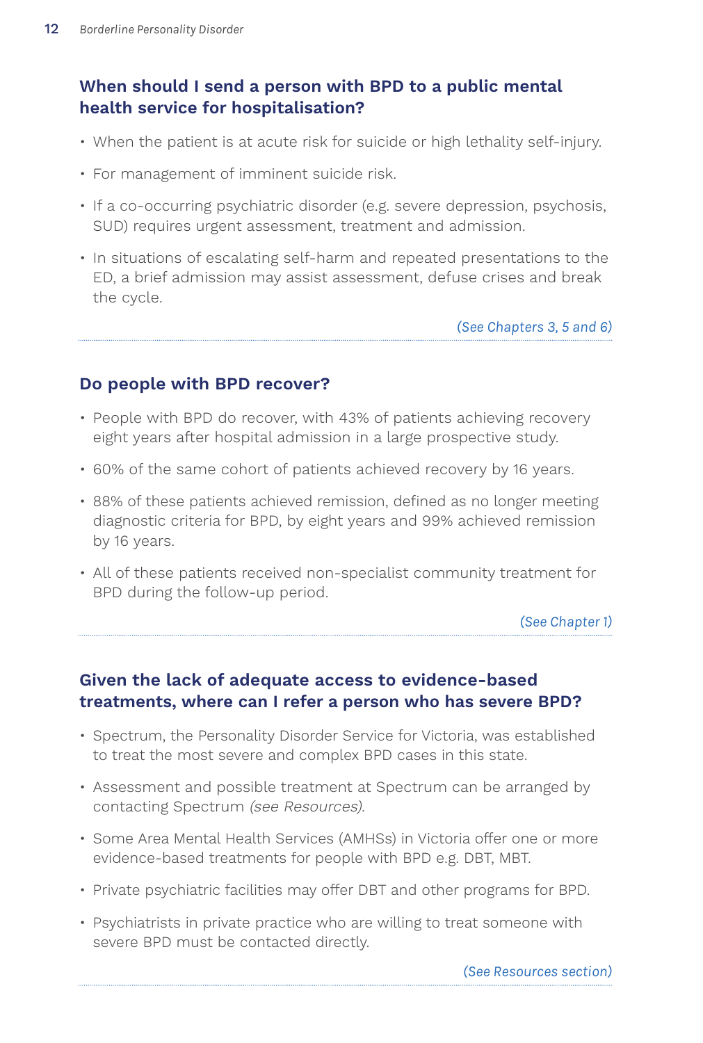### When should I send a person with BPD to a public mental health service for hospitalisation?

- When the patient is at acute risk for suicide or high lethality self-injury.
- For management of imminent suicide risk.
- If a co-occurring psychiatric disorder (e.g. severe depression, psychosis, SUD) requires urgent assessment, treatment and admission.
- In situations of escalating self-harm and repeated presentations to the ED, a brief admission may assist assessment, defuse crises and break the cycle.

*(See Chapters 3, 5 and 6)*

---

### Do people with BPD recover?

- People with BPD do recover, with 43% of patients achieving recovery eight years after hospital admission in a large prospective study.
- 60% of the same cohort of patients achieved recovery by 16 years.
- 88% of these patients achieved remission, defined as no longer meeting diagnostic criteria for BPD, by eight years and 99% achieved remission by 16 years.
- All of these patients received non-specialist community treatment for BPD during the follow-up period.

*(See Chapter 1)*

---

### Given the lack of adequate access to evidence-based treatments, where can I refer a person who has severe BPD?

- Spectrum, the Personality Disorder Service for Victoria, was established to treat the most severe and complex BPD cases in this state.
- Assessment and possible treatment at Spectrum can be arranged by contacting Spectrum *(see Resources)*.
- Some Area Mental Health Services (AMHSs) in Victoria offer one or more evidence-based treatments for people with BPD e.g. DBT, MBT.
- Private psychiatric facilities may offer DBT and other programs for BPD.
- Psychiatrists in private practice who are willing to treat someone with severe BPD must be contacted directly.

*(See Resources section)*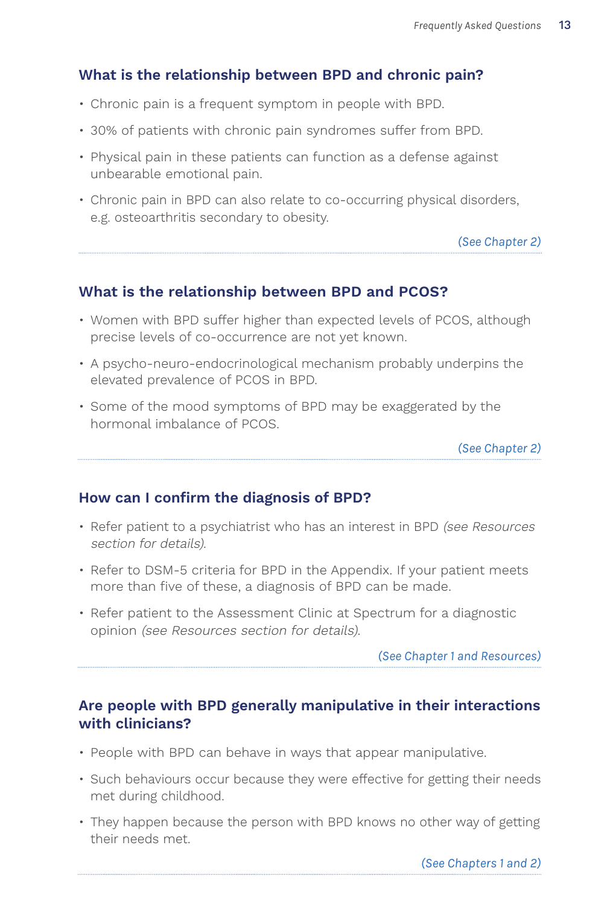### What is the relationship between BPD and chronic pain?

- Chronic pain is a frequent symptom in people with BPD.
- 30% of patients with chronic pain syndromes suffer from BPD.
- Physical pain in these patients can function as a defense against unbearable emotional pain.
- Chronic pain in BPD can also relate to co-occurring physical disorders, e.g. osteoarthritis secondary to obesity.

*(See Chapter 2)*

### What is the relationship between BPD and PCOS?

- Women with BPD suffer higher than expected levels of PCOS, although precise levels of co-occurrence are not yet known.
- A psycho-neuro-endocrinological mechanism probably underpins the elevated prevalence of PCOS in BPD.
- Some of the mood symptoms of BPD may be exaggerated by the hormonal imbalance of PCOS.

*(See Chapter 2)*

### How can I confirm the diagnosis of BPD?

- Refer patient to a psychiatrist who has an interest in BPD *(see Resources section for details)*.
- Refer to DSM-5 criteria for BPD in the Appendix. If your patient meets more than five of these, a diagnosis of BPD can be made.
- Refer patient to the Assessment Clinic at Spectrum for a diagnostic opinion *(see Resources section for details)*.

*(See Chapter 1 and Resources)*

### Are people with BPD generally manipulative in their interactions with clinicians?

- People with BPD can behave in ways that appear manipulative.
- Such behaviours occur because they were effective for getting their needs met during childhood.
- They happen because the person with BPD knows no other way of getting their needs met.

*(See Chapters 1 and 2)*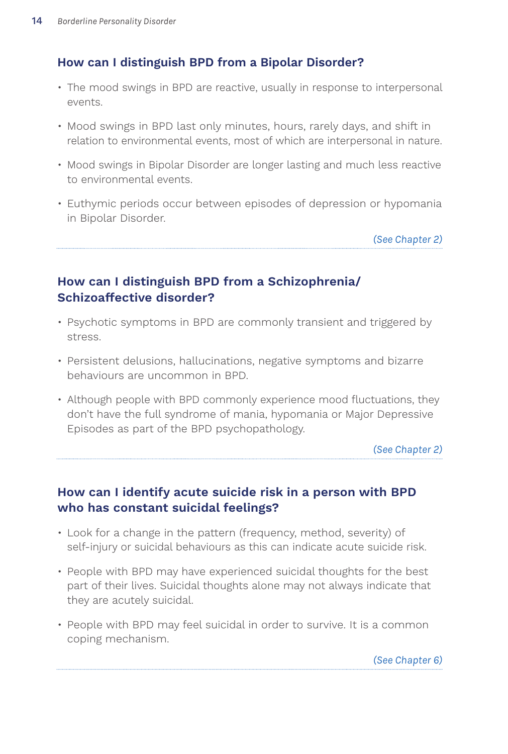## How can I distinguish BPD from a Bipolar Disorder?

- The mood swings in BPD are reactive, usually in response to interpersonal events.
- Mood swings in BPD last only minutes, hours, rarely days, and shift in relation to environmental events, most of which are interpersonal in nature.
- Mood swings in Bipolar Disorder are longer lasting and much less reactive to environmental events.
- Euthymic periods occur between episodes of depression or hypomania in Bipolar Disorder.

*(See Chapter 2)*

## How can I distinguish BPD from a Schizophrenia/ Schizoaffective disorder?

- Psychotic symptoms in BPD are commonly transient and triggered by stress.
- Persistent delusions, hallucinations, negative symptoms and bizarre behaviours are uncommon in BPD.
- Although people with BPD commonly experience mood fluctuations, they don't have the full syndrome of mania, hypomania or Major Depressive Episodes as part of the BPD psychopathology.

*(See Chapter 2)*

## How can I identify acute suicide risk in a person with BPD who has constant suicidal feelings?

- Look for a change in the pattern (frequency, method, severity) of self-injury or suicidal behaviours as this can indicate acute suicide risk.
- People with BPD may have experienced suicidal thoughts for the best part of their lives. Suicidal thoughts alone may not always indicate that they are acutely suicidal.
- People with BPD may feel suicidal in order to survive. It is a common coping mechanism.

*(See Chapter 6)*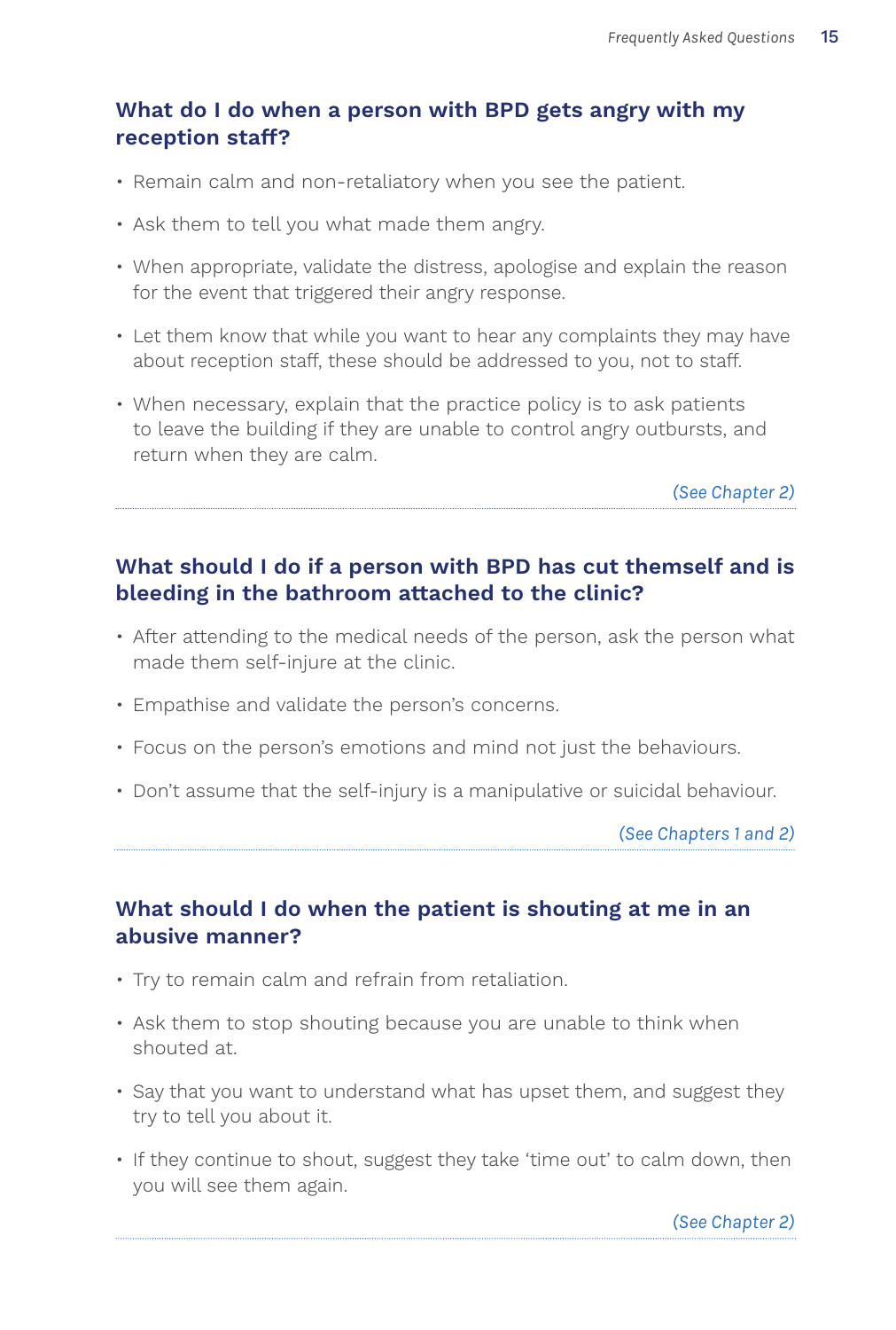### What do I do when a person with BPD gets angry with my reception staff?

- Remain calm and non-retaliatory when you see the patient.
- Ask them to tell you what made them angry.
- When appropriate, validate the distress, apologise and explain the reason for the event that triggered their angry response.
- Let them know that while you want to hear any complaints they may have about reception staff, these should be addressed to you, not to staff.
- When necessary, explain that the practice policy is to ask patients to leave the building if they are unable to control angry outbursts, and return when they are calm.

*(See Chapter 2)*

### What should I do if a person with BPD has cut themself and is bleeding in the bathroom attached to the clinic?

- After attending to the medical needs of the person, ask the person what made them self-injure at the clinic.
- Empathise and validate the person's concerns.
- Focus on the person's emotions and mind not just the behaviours.
- Don't assume that the self-injury is a manipulative or suicidal behaviour.

*(See Chapters 1 and 2)*

### What should I do when the patient is shouting at me in an abusive manner?

- Try to remain calm and refrain from retaliation.
- Ask them to stop shouting because you are unable to think when shouted at.
- Say that you want to understand what has upset them, and suggest they try to tell you about it.
- If they continue to shout, suggest they take 'time out' to calm down, then you will see them again.

*(See Chapter 2)*